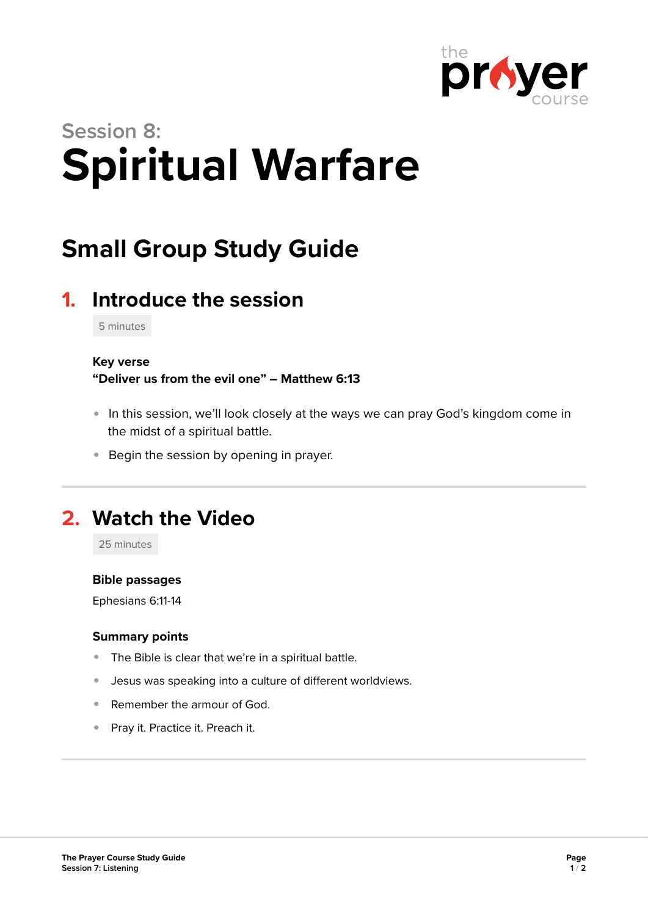Session 8:

# Spiritual Warfare

## Small Group Study Guide

### 1. Introduce the session

5 minutes

**Key verse**
**"Deliver us from the evil one" – Matthew 6:13**

- In this session, we'll look closely at the ways we can pray God's kingdom come in the midst of a spiritual battle.
- Begin the session by opening in prayer.

### 2. Watch the Video

25 minutes

**Bible passages**

Ephesians 6:11-14

**Summary points**

- The Bible is clear that we're in a spiritual battle.
- Jesus was speaking into a culture of different worldviews.
- Remember the armour of God.
- Pray it. Practice it. Preach it.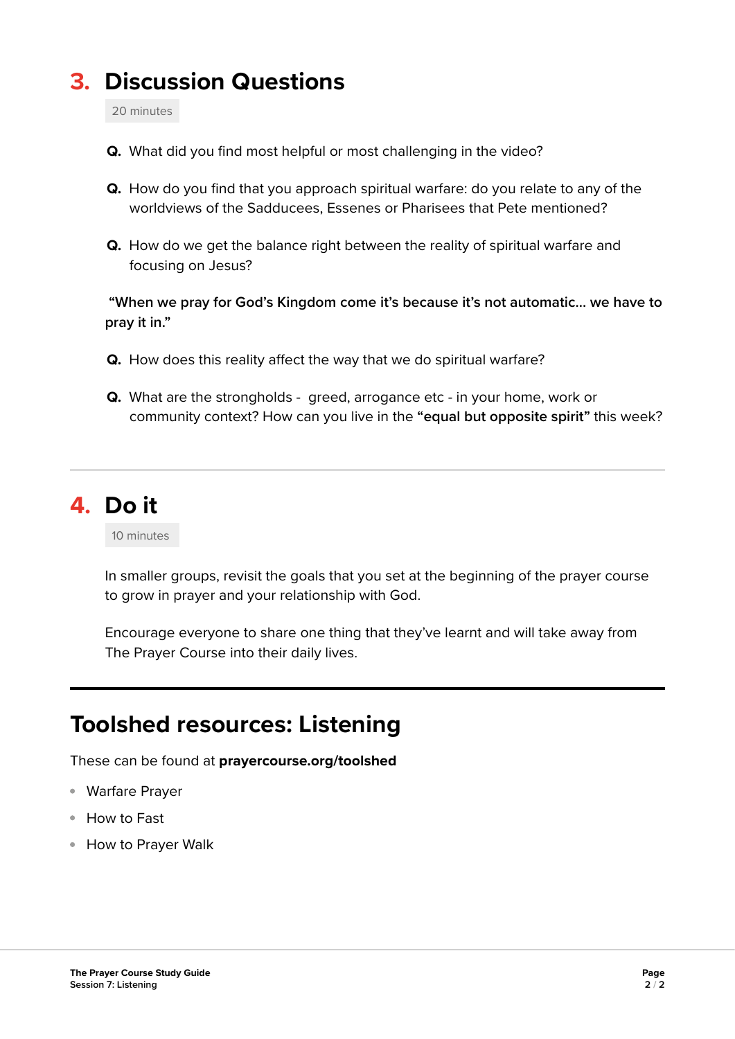## 3. Discussion Questions

20 minutes

**Q.** What did you find most helpful or most challenging in the video?

**Q.** How do you find that you approach spiritual warfare: do you relate to any of the worldviews of the Sadducees, Essenes or Pharisees that Pete mentioned?

**Q.** How do we get the balance right between the reality of spiritual warfare and focusing on Jesus?

**"When we pray for God's Kingdom come it's because it's not automatic... we have to pray it in."**

**Q.** How does this reality affect the way that we do spiritual warfare?

**Q.** What are the strongholds - greed, arrogance etc - in your home, work or community context? How can you live in the **"equal but opposite spirit"** this week?

---

## 4. Do it

10 minutes

In smaller groups, revisit the goals that you set at the beginning of the prayer course to grow in prayer and your relationship with God.

Encourage everyone to share one thing that they've learnt and will take away from The Prayer Course into their daily lives.

---

## Toolshed resources: Listening

These can be found at **prayercourse.org/toolshed**

- Warfare Prayer
- How to Fast
- How to Prayer Walk